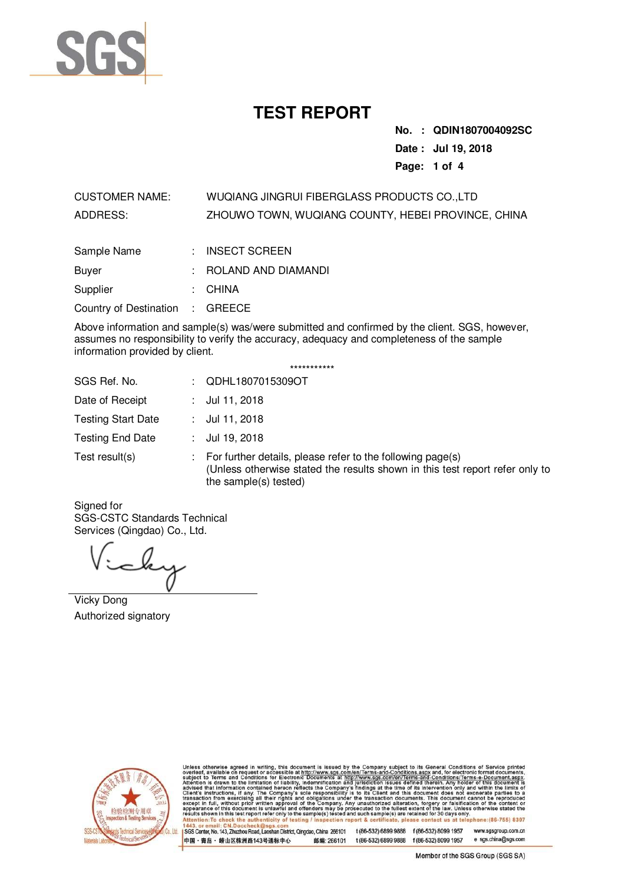# TEST REPORT

**No. : QDIN1807004092SC**
**Date : Jul 19, 2018**

CUSTOMER NAME: WUQIANG JINGRUI FIBERGLASS PRODUCTS CO.,LTD
ADDRESS: ZHOUWO TOWN, WUQIANG COUNTY, HEBEI PROVINCE, CHINA

Sample Name : INSECT SCREEN
Buyer : ROLAND AND DIAMANDI
Supplier : CHINA
Country of Destination : GREECE

Above information and sample(s) was/were submitted and confirmed by the client. SGS, however, assumes no responsibility to verify the accuracy, adequacy and completeness of the sample information provided by client.

***********

SGS Ref. No. : QDHL1807015309OT
Date of Receipt : Jul 11, 2018
Testing Start Date : Jul 11, 2018
Testing End Date : Jul 19, 2018
Test result(s) : For further details, please refer to the following page(s)
(Unless otherwise stated the results shown in this test report refer only to the sample(s) tested)

Signed for
SGS-CSTC Standards Technical Services (Qingdao) Co., Ltd.

Vicky Dong
Authorized signatory

Unless otherwise agreed in writing, this document is issued by the Company subject to its General Conditions of Service printed overleaf, available on request or accessible at http://www.sgs.com/en/Terms-and-Conditions.aspx and, for electronic format documents, subject to Terms and Conditions for Electronic Documents at http://www.sgs.com/en/Terms-and-Conditions/Terms-e-Document.aspx. Attention is drawn to the limitation of liability, indemnification and jurisdiction issues defined therein. Any holder of this document is advised that information contained hereon reflects the Company's findings at the time of its intervention only and within the limits of Client's instructions, if any. The Company's sole responsibility is to its Client and this document does not exonerate parties to a transaction from exercising all their rights and obligations under the transaction documents. This document cannot be reproduced except in full, without prior written approval of the Company. Any unauthorized alteration, forgery or falsification of the content or appearance of this document is unlawful and offenders may be prosecuted to the fullest extent of the law. Unless otherwise stated the results shown in this test report refer only to the sample(s) tested and such sample(s) are retained for 30 days only.
Attention:To check the authenticity of testing / inspection report & certificate, please contact us at telephone:(86-755) 8307 1443, or email: CN.Doccheck@sgs.com

SGS Center, No. 143, Zhuzhou Road, Laoshan District, Qingdao, China 266101 t (86-532) 6899 9888 f (86-532) 8099 1957 www.sgsgroup.com.cn
中国・青岛・崂山区株洲路143号通标中心 邮编: 266101 t (86-532) 6899 9888 f (86-532) 8099 1957 e sgs.china@sgs.com

Member of the SGS Group (SGS SA)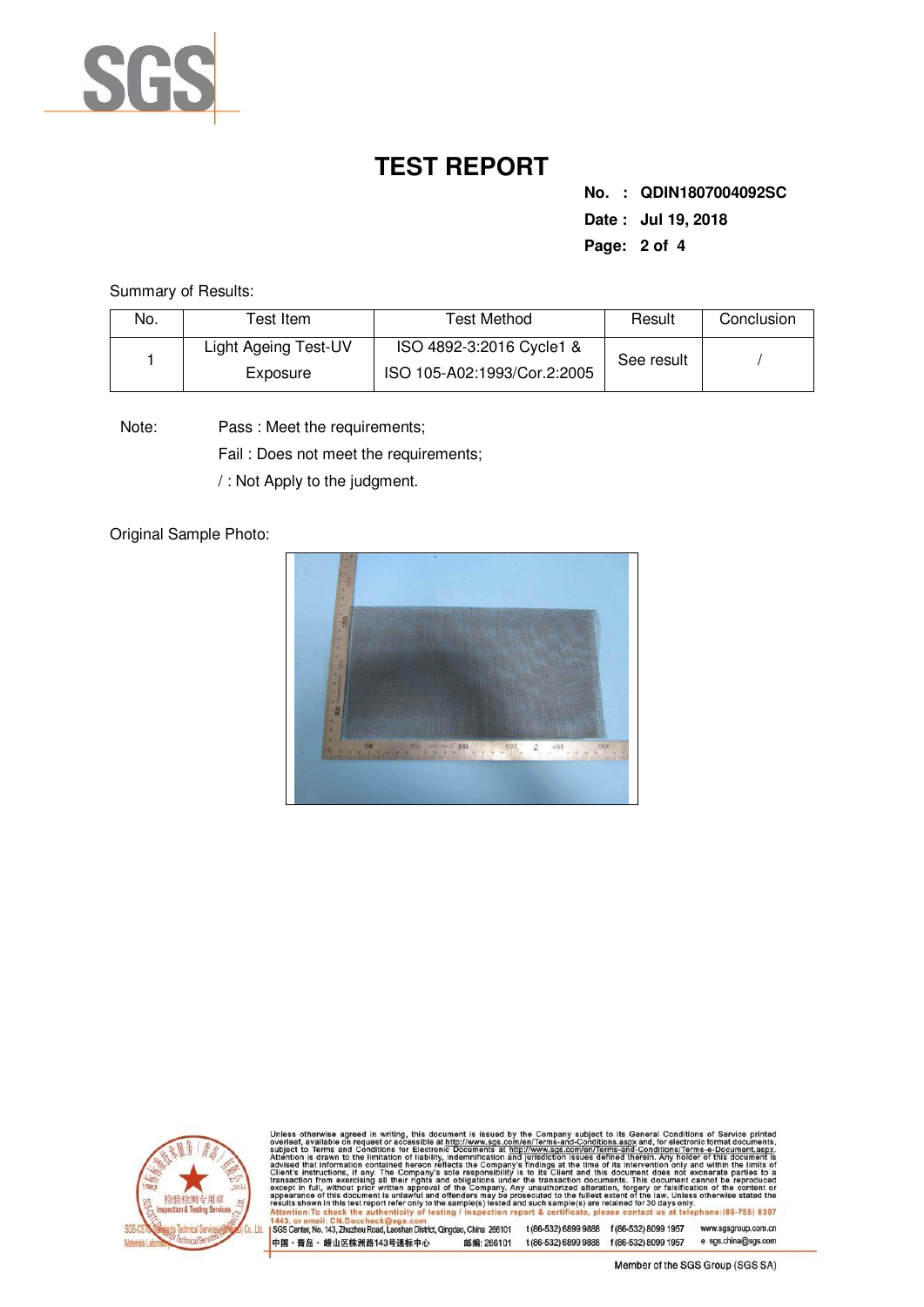# TEST REPORT

**No. : QDIN1807004092SC**

**Date : Jul 19, 2018**

Summary of Results:

| No. | Test Item | Test Method | Result | Conclusion |
|---|---|---|---|---|
| 1 | Light Ageing Test-UV Exposure | ISO 4892-3:2016 Cycle1 & ISO 105-A02:1993/Cor.2:2005 | See result | / |

Note: Pass : Meet the requirements;

Fail : Does not meet the requirements;

/ : Not Apply to the judgment.

Original Sample Photo: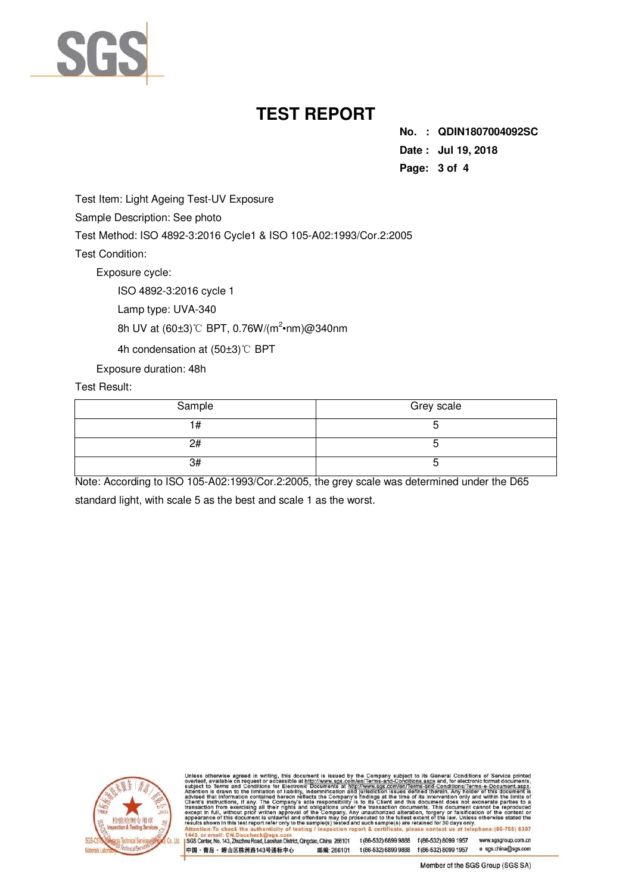# TEST REPORT

**No. : QDIN1807004092SC**

**Date : Jul 19, 2018**

Test Item: Light Ageing Test-UV Exposure

Sample Description: See photo

Test Method: ISO 4892-3:2016 Cycle1 & ISO 105-A02:1993/Cor.2:2005

Test Condition:

Exposure cycle:

ISO 4892-3:2016 cycle 1

Lamp type: UVA-340

8h UV at (60±3)℃ BPT, 0.76W/($m^2$•nm)@340nm

4h condensation at (50±3)℃ BPT

Exposure duration: 48h

Test Result:

| Sample | Grey scale |
|---|---|
| 1# | 5 |
| 2# | 5 |
| 3# | 5 |

Note: According to ISO 105-A02:1993/Cor.2:2005, the grey scale was determined under the D65 standard light, with scale 5 as the best and scale 1 as the worst.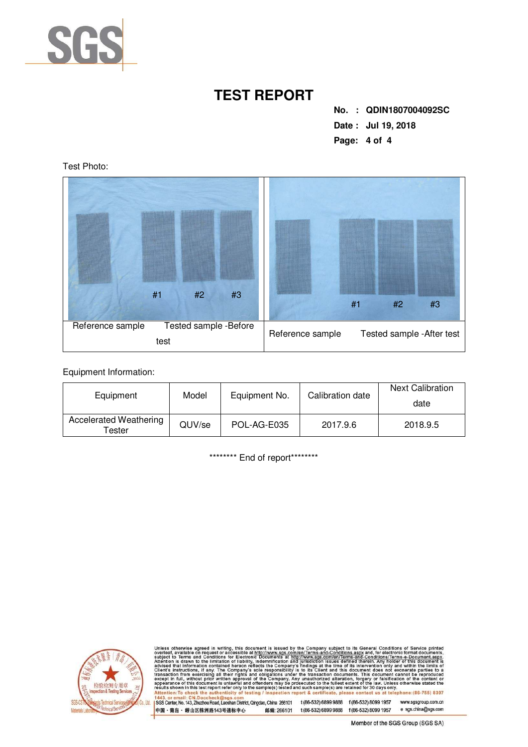# TEST REPORT

**No. : QDIN1807004092SC**
**Date : Jul 19, 2018**

Test Photo:

| | |
|---|---|
| #1 #2 #3 | #1 #2 #3 |
| Reference sample Tested sample -Before test | Reference sample Tested sample -After test |

Equipment Information:

| Equipment | Model | Equipment No. | Calibration date | Next Calibration date |
|---|---|---|---|---|
| Accelerated Weathering Tester | QUV/se | POL-AG-E035 | 2017.9.6 | 2018.9.5 |

******** End of report********

Unless otherwise agreed in writing, this document is issued by the Company subject to its General Conditions of Service printed overleaf, available on request or accessible at http://www.sgs.com/en/Terms-and-Conditions.aspx and, for electronic format documents, subject to Terms and Conditions for Electronic Documents at http://www.sgs.com/en/Terms-and-Conditions/Terms-e-Document.aspx. Attention is drawn to the limitation of liability, indemnification and jurisdiction issues defined therein. Any holder of this document is advised that information contained hereon reflects the Company's findings at the time of its intervention only and within the limits of Client's instructions, if any. The Company's sole responsibility is to its Client and this document does not exonerate parties to a transaction from exercising all their rights and obligations under the transaction documents. This document cannot be reproduced except in full, without prior written approval of the Company. Any unauthorized alteration, forgery or falsification of the content or appearance of this document is unlawful and offenders may be prosecuted to the fullest extent of the law. Unless otherwise stated the results shown in this test report refer only to the sample(s) tested and such sample(s) are retained for 30 days only.

Attention: To check the authenticity of testing / inspection report & certificate, please contact us at telephone: (86-755) 8307 1443, or email: CN.Doccheck@sgs.com

SGS-CSTC Standards Technical Services (Qingdao) Co., Ltd. | SGS Center, No. 143, Zhuzhou Road, Laoshan District, Qingdao, China 266101 t (86-532) 6899 9888 f (86-532) 8099 1957 www.sgsgroup.com.cn
中国・青岛・崂山区株洲路143号通标中心 邮编: 266101 t (86-532) 6899 9888 f (86-532) 8099 1957 e sgs.china@sgs.com

Member of the SGS Group (SGS SA)